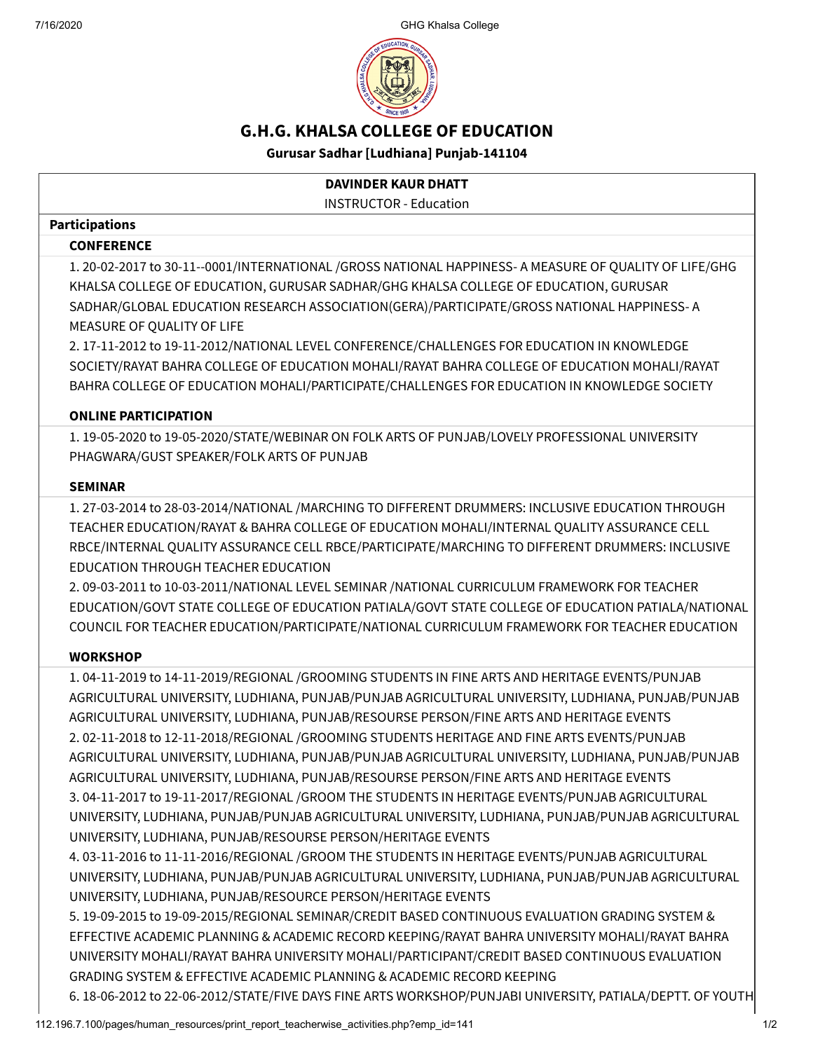# G.H.G. KHALSA COLLEGE OF EDUCATION

**Gurusar Sadhar [Ludhiana] Punjab-141104**

**DAVINDER KAUR DHATT**

INSTRUCTOR - Education

**Participations**

**CONFERENCE**

1. 20-02-2017 to 30-11--0001/INTERNATIONAL /GROSS NATIONAL HAPPINESS- A MEASURE OF QUALITY OF LIFE/GHG KHALSA COLLEGE OF EDUCATION, GURUSAR SADHAR/GHG KHALSA COLLEGE OF EDUCATION, GURUSAR SADHAR/GLOBAL EDUCATION RESEARCH ASSOCIATION(GERA)/PARTICIPATE/GROSS NATIONAL HAPPINESS- A MEASURE OF QUALITY OF LIFE
2. 17-11-2012 to 19-11-2012/NATIONAL LEVEL CONFERENCE/CHALLENGES FOR EDUCATION IN KNOWLEDGE SOCIETY/RAYAT BAHRA COLLEGE OF EDUCATION MOHALI/RAYAT BAHRA COLLEGE OF EDUCATION MOHALI/RAYAT BAHRA COLLEGE OF EDUCATION MOHALI/PARTICIPATE/CHALLENGES FOR EDUCATION IN KNOWLEDGE SOCIETY

**ONLINE PARTICIPATION**

1. 19-05-2020 to 19-05-2020/STATE/WEBINAR ON FOLK ARTS OF PUNJAB/LOVELY PROFESSIONAL UNIVERSITY PHAGWARA/GUST SPEAKER/FOLK ARTS OF PUNJAB

**SEMINAR**

1. 27-03-2014 to 28-03-2014/NATIONAL /MARCHING TO DIFFERENT DRUMMERS: INCLUSIVE EDUCATION THROUGH TEACHER EDUCATION/RAYAT & BAHRA COLLEGE OF EDUCATION MOHALI/INTERNAL QUALITY ASSURANCE CELL RBCE/INTERNAL QUALITY ASSURANCE CELL RBCE/PARTICIPATE/MARCHING TO DIFFERENT DRUMMERS: INCLUSIVE EDUCATION THROUGH TEACHER EDUCATION
2. 09-03-2011 to 10-03-2011/NATIONAL LEVEL SEMINAR /NATIONAL CURRICULUM FRAMEWORK FOR TEACHER EDUCATION/GOVT STATE COLLEGE OF EDUCATION PATIALA/GOVT STATE COLLEGE OF EDUCATION PATIALA/NATIONAL COUNCIL FOR TEACHER EDUCATION/PARTICIPATE/NATIONAL CURRICULUM FRAMEWORK FOR TEACHER EDUCATION

**WORKSHOP**

1. 04-11-2019 to 14-11-2019/REGIONAL /GROOMING STUDENTS IN FINE ARTS AND HERITAGE EVENTS/PUNJAB AGRICULTURAL UNIVERSITY, LUDHIANA, PUNJAB/PUNJAB AGRICULTURAL UNIVERSITY, LUDHIANA, PUNJAB/PUNJAB AGRICULTURAL UNIVERSITY, LUDHIANA, PUNJAB/RESOURSE PERSON/FINE ARTS AND HERITAGE EVENTS
2. 02-11-2018 to 12-11-2018/REGIONAL /GROOMING STUDENTS HERITAGE AND FINE ARTS EVENTS/PUNJAB AGRICULTURAL UNIVERSITY, LUDHIANA, PUNJAB/PUNJAB AGRICULTURAL UNIVERSITY, LUDHIANA, PUNJAB/PUNJAB AGRICULTURAL UNIVERSITY, LUDHIANA, PUNJAB/RESOURSE PERSON/FINE ARTS AND HERITAGE EVENTS
3. 04-11-2017 to 19-11-2017/REGIONAL /GROOM THE STUDENTS IN HERITAGE EVENTS/PUNJAB AGRICULTURAL UNIVERSITY, LUDHIANA, PUNJAB/PUNJAB AGRICULTURAL UNIVERSITY, LUDHIANA, PUNJAB/PUNJAB AGRICULTURAL UNIVERSITY, LUDHIANA, PUNJAB/RESOURSE PERSON/HERITAGE EVENTS
4. 03-11-2016 to 11-11-2016/REGIONAL /GROOM THE STUDENTS IN HERITAGE EVENTS/PUNJAB AGRICULTURAL UNIVERSITY, LUDHIANA, PUNJAB/PUNJAB AGRICULTURAL UNIVERSITY, LUDHIANA, PUNJAB/PUNJAB AGRICULTURAL UNIVERSITY, LUDHIANA, PUNJAB/RESOURCE PERSON/HERITAGE EVENTS
5. 19-09-2015 to 19-09-2015/REGIONAL SEMINAR/CREDIT BASED CONTINUOUS EVALUATION GRADING SYSTEM & EFFECTIVE ACADEMIC PLANNING & ACADEMIC RECORD KEEPING/RAYAT BAHRA UNIVERSITY MOHALI/RAYAT BAHRA UNIVERSITY MOHALI/RAYAT BAHRA UNIVERSITY MOHALI/PARTICIPANT/CREDIT BASED CONTINUOUS EVALUATION GRADING SYSTEM & EFFECTIVE ACADEMIC PLANNING & ACADEMIC RECORD KEEPING
6. 18-06-2012 to 22-06-2012/STATE/FIVE DAYS FINE ARTS WORKSHOP/PUNJABI UNIVERSITY, PATIALA/DEPTT. OF YOUTH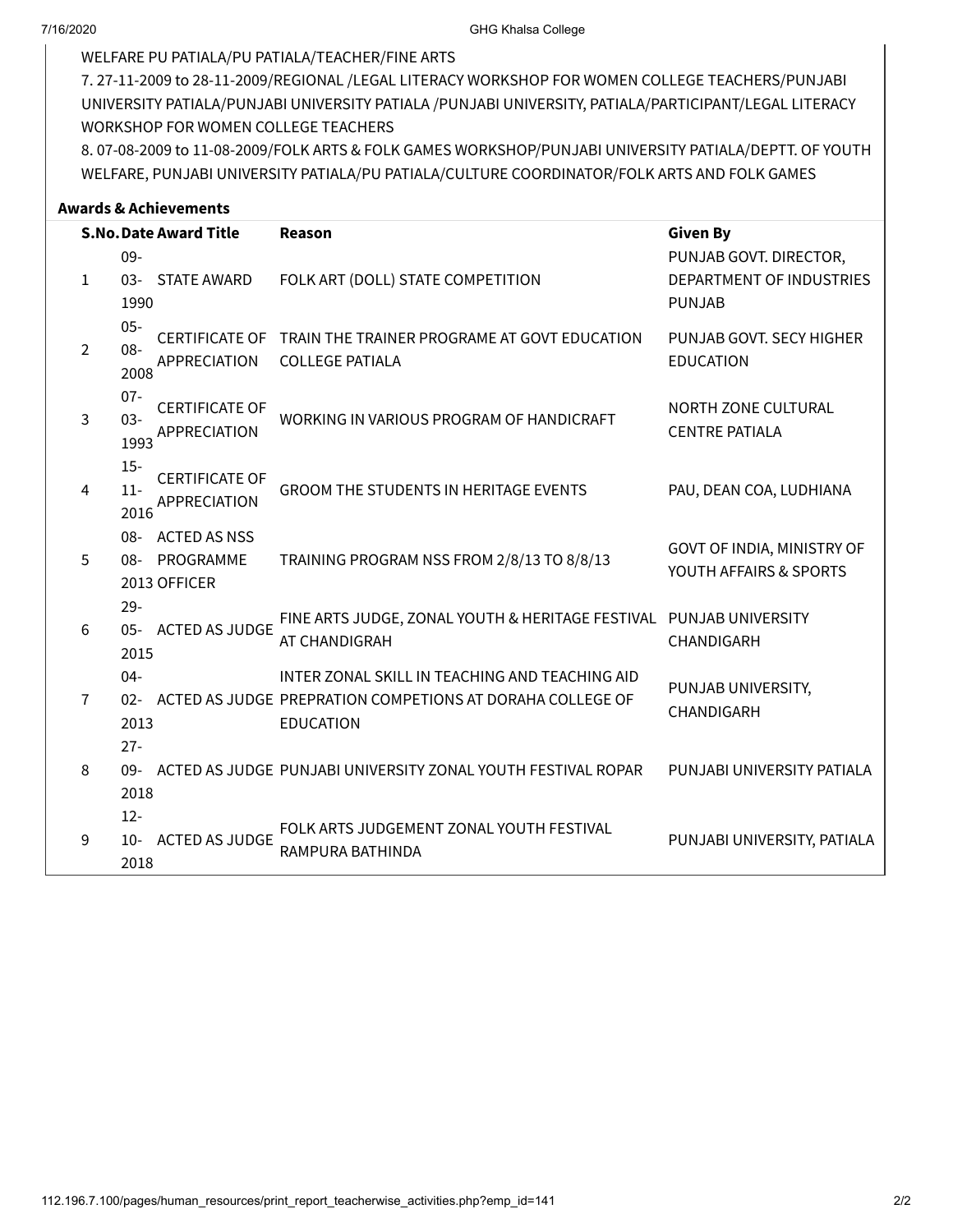WELFARE PU PATIALA/PU PATIALA/TEACHER/FINE ARTS

7. 27-11-2009 to 28-11-2009/REGIONAL /LEGAL LITERACY WORKSHOP FOR WOMEN COLLEGE TEACHERS/PUNJABI UNIVERSITY PATIALA/PUNJABI UNIVERSITY PATIALA /PUNJABI UNIVERSITY, PATIALA/PARTICIPANT/LEGAL LITERACY WORKSHOP FOR WOMEN COLLEGE TEACHERS

8. 07-08-2009 to 11-08-2009/FOLK ARTS & FOLK GAMES WORKSHOP/PUNJABI UNIVERSITY PATIALA/DEPTT. OF YOUTH WELFARE, PUNJABI UNIVERSITY PATIALA/PU PATIALA/CULTURE COORDINATOR/FOLK ARTS AND FOLK GAMES

**Awards & Achievements**

| S.No. | Date | Award Title | Reason | Given By |
|---|---|---|---|---|
| 1 | 09-03-1990 | STATE AWARD | FOLK ART (DOLL) STATE COMPETITION | PUNJAB GOVT. DIRECTOR, DEPARTMENT OF INDUSTRIES PUNJAB |
| 2 | 05-08-2008 | CERTIFICATE OF APPRECIATION | TRAIN THE TRAINER PROGRAME AT GOVT EDUCATION COLLEGE PATIALA | PUNJAB GOVT. SECY HIGHER EDUCATION |
| 3 | 07-03-1993 | CERTIFICATE OF APPRECIATION | WORKING IN VARIOUS PROGRAM OF HANDICRAFT | NORTH ZONE CULTURAL CENTRE PATIALA |
| 4 | 15-11-2016 | CERTIFICATE OF APPRECIATION | GROOM THE STUDENTS IN HERITAGE EVENTS | PAU, DEAN COA, LUDHIANA |
| 5 | 08-08-2013 | ACTED AS NSS PROGRAMME OFFICER | TRAINING PROGRAM NSS FROM 2/8/13 TO 8/8/13 | GOVT OF INDIA, MINISTRY OF YOUTH AFFAIRS & SPORTS |
| 6 | 29-05-2015 | ACTED AS JUDGE | FINE ARTS JUDGE, ZONAL YOUTH & HERITAGE FESTIVAL AT CHANDIGRAH | PUNJAB UNIVERSITY CHANDIGARH |
| 7 | 04-02-2013 | ACTED AS JUDGE | INTER ZONAL SKILL IN TEACHING AND TEACHING AID PREPRATION COMPETIONS AT DORAHA COLLEGE OF EDUCATION | PUNJAB UNIVERSITY, CHANDIGARH |
| 8 | 27-09-2018 | ACTED AS JUDGE | PUNJABI UNIVERSITY ZONAL YOUTH FESTIVAL ROPAR | PUNJABI UNIVERSITY PATIALA |
| 9 | 12-10-2018 | ACTED AS JUDGE | FOLK ARTS JUDGEMENT ZONAL YOUTH FESTIVAL RAMPURA BATHINDA | PUNJABI UNIVERSITY, PATIALA |